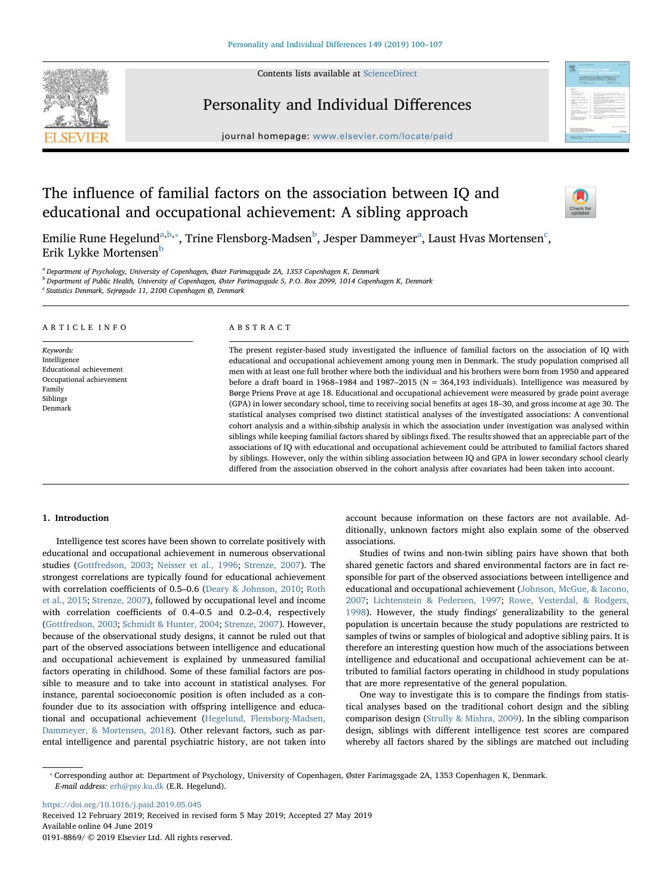# The influence of familial factors on the association between IQ and educational and occupational achievement: A sibling approach

Emilie Rune Hegelund[a,b,*], Trine Flensborg-Madsen[b], Jesper Dammeyer[a], Laust Hvas Mortensen[c], Erik Lykke Mortensen[b]

[a] Department of Psychology, University of Copenhagen, Øster Farimagsgade 2A, 1353 Copenhagen K, Denmark

[b] Department of Public Health, University of Copenhagen, Øster Farimagsgade 5, P.O. Box 2099, 1014 Copenhagen K, Denmark

[c] Statistics Denmark, Sejrøgade 11, 2100 Copenhagen Ø, Denmark

## ARTICLE INFO

*Keywords:*
Intelligence
Educational achievement
Occupational achievement
Family
Siblings
Denmark

## ABSTRACT

The present register-based study investigated the influence of familial factors on the association of IQ with educational and occupational achievement among young men in Denmark. The study population comprised all men with at least one full brother where both the individual and his brothers were born from 1950 and appeared before a draft board in 1968–1984 and 1987–2015 (N = 364,193 individuals). Intelligence was measured by Børge Priens Prøve at age 18. Educational and occupational achievement were measured by grade point average (GPA) in lower secondary school, time to receiving social benefits at ages 18–30, and gross income at age 30. The statistical analyses comprised two distinct statistical analyses of the investigated associations: A conventional cohort analysis and a within-sibship analysis in which the association under investigation was analysed within siblings while keeping familial factors shared by siblings fixed. The results showed that an appreciable part of the associations of IQ with educational and occupational achievement could be attributed to familial factors shared by siblings. However, only the within sibling association between IQ and GPA in lower secondary school clearly differed from the association observed in the cohort analysis after covariates had been taken into account.

## 1. Introduction

Intelligence test scores have been shown to correlate positively with educational and occupational achievement in numerous observational studies (Gottfredson, 2003; Neisser et al., 1996; Strenze, 2007). The strongest correlations are typically found for educational achievement with correlation coefficients of 0.5–0.6 (Deary & Johnson, 2010; Roth et al., 2015; Strenze, 2007), followed by occupational level and income with correlation coefficients of 0.4–0.5 and 0.2–0.4, respectively (Gottfredson, 2003; Schmidt & Hunter, 2004; Strenze, 2007). However, because of the observational study designs, it cannot be ruled out that part of the observed associations between intelligence and educational and occupational achievement is explained by unmeasured familial factors operating in childhood. Some of these familial factors are possible to measure and to take into account in statistical analyses. For instance, parental socioeconomic position is often included as a confounder due to its association with offspring intelligence and educational and occupational achievement (Hegelund, Flensborg-Madsen, Dammeyer, & Mortensen, 2018). Other relevant factors, such as parental intelligence and parental psychiatric history, are not taken into account because information on these factors are not available. Additionally, unknown factors might also explain some of the observed associations.

Studies of twins and non-twin sibling pairs have shown that both shared genetic factors and shared environmental factors are in fact responsible for part of the observed associations between intelligence and educational and occupational achievement (Johnson, McGue, & Iacono, 2007; Lichtenstein & Pedersen, 1997; Rowe, Vesterdal, & Rodgers, 1998). However, the study findings' generalizability to the general population is uncertain because the study populations are restricted to samples of twins or samples of biological and adoptive sibling pairs. It is therefore an interesting question how much of the associations between intelligence and educational and occupational achievement can be attributed to familial factors operating in childhood in study populations that are more representative of the general population.

One way to investigate this is to compare the findings from statistical analyses based on the traditional cohort design and the sibling comparison design (Strully & Mishra, 2009). In the sibling comparison design, siblings with different intelligence test scores are compared whereby all factors shared by the siblings are matched out including

* Corresponding author at: Department of Psychology, University of Copenhagen, Øster Farimagsgade 2A, 1353 Copenhagen K, Denmark.
*E-mail address:* erh@psy.ku.dk (E.R. Hegelund).

https://doi.org/10.1016/j.paid.2019.05.045
Received 12 February 2019; Received in revised form 5 May 2019; Accepted 27 May 2019
Available online 04 June 2019
0191-8869/ © 2019 Elsevier Ltd. All rights reserved.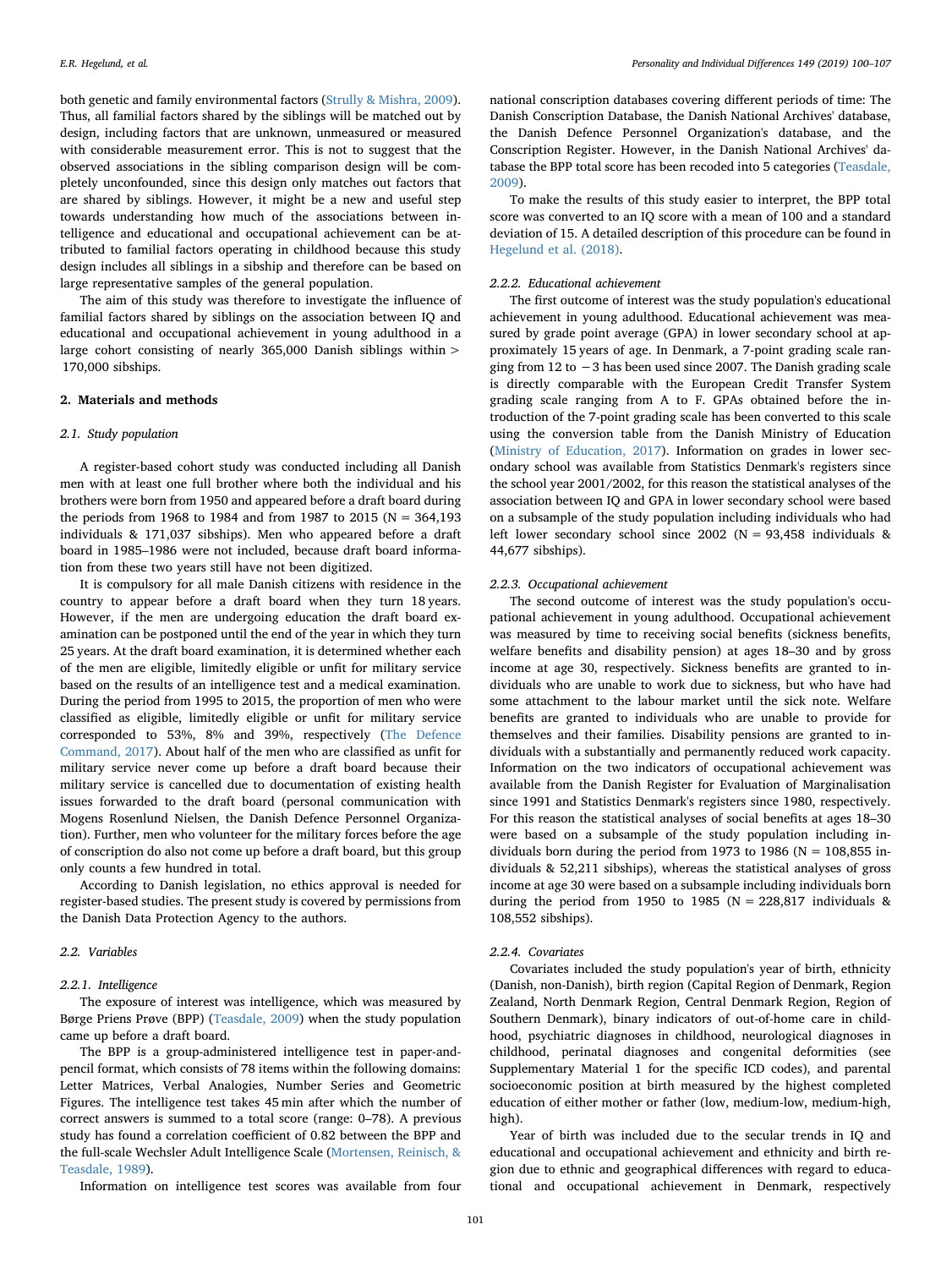both genetic and family environmental factors (Strully & Mishra, 2009). Thus, all familial factors shared by the siblings will be matched out by design, including factors that are unknown, unmeasured or measured with considerable measurement error. This is not to suggest that the observed associations in the sibling comparison design will be completely unconfounded, since this design only matches out factors that are shared by siblings. However, it might be a new and useful step towards understanding how much of the associations between intelligence and educational and occupational achievement can be attributed to familial factors operating in childhood because this study design includes all siblings in a sibship and therefore can be based on large representative samples of the general population.

The aim of this study was therefore to investigate the influence of familial factors shared by siblings on the association between IQ and educational and occupational achievement in young adulthood in a large cohort consisting of nearly 365,000 Danish siblings within > 170,000 sibships.

## 2. Materials and methods

### 2.1. Study population

A register-based cohort study was conducted including all Danish men with at least one full brother where both the individual and his brothers were born from 1950 and appeared before a draft board during the periods from 1968 to 1984 and from 1987 to 2015 (N = 364,193 individuals & 171,037 sibships). Men who appeared before a draft board in 1985–1986 were not included, because draft board information from these two years still have not been digitized.

It is compulsory for all male Danish citizens with residence in the country to appear before a draft board when they turn 18 years. However, if the men are undergoing education the draft board examination can be postponed until the end of the year in which they turn 25 years. At the draft board examination, it is determined whether each of the men are eligible, limitedly eligible or unfit for military service based on the results of an intelligence test and a medical examination. During the period from 1995 to 2015, the proportion of men who were classified as eligible, limitedly eligible or unfit for military service corresponded to 53%, 8% and 39%, respectively (The Defence Command, 2017). About half of the men who are classified as unfit for military service never come up before a draft board because their military service is cancelled due to documentation of existing health issues forwarded to the draft board (personal communication with Mogens Rosenlund Nielsen, the Danish Defence Personnel Organization). Further, men who volunteer for the military forces before the age of conscription do also not come up before a draft board, but this group only counts a few hundred in total.

According to Danish legislation, no ethics approval is needed for register-based studies. The present study is covered by permissions from the Danish Data Protection Agency to the authors.

### 2.2. Variables

#### 2.2.1. Intelligence

The exposure of interest was intelligence, which was measured by Børge Priens Prøve (BPP) (Teasdale, 2009) when the study population came up before a draft board.

The BPP is a group-administered intelligence test in paper-and-pencil format, which consists of 78 items within the following domains: Letter Matrices, Verbal Analogies, Number Series and Geometric Figures. The intelligence test takes 45 min after which the number of correct answers is summed to a total score (range: 0–78). A previous study has found a correlation coefficient of 0.82 between the BPP and the full-scale Wechsler Adult Intelligence Scale (Mortensen, Reinisch, & Teasdale, 1989).

Information on intelligence test scores was available from four national conscription databases covering different periods of time: The Danish Conscription Database, the Danish National Archives' database, the Danish Defence Personnel Organization's database, and the Conscription Register. However, in the Danish National Archives' database the BPP total score has been recoded into 5 categories (Teasdale, 2009).

To make the results of this study easier to interpret, the BPP total score was converted to an IQ score with a mean of 100 and a standard deviation of 15. A detailed description of this procedure can be found in Hegelund et al. (2018).

#### 2.2.2. Educational achievement

The first outcome of interest was the study population's educational achievement in young adulthood. Educational achievement was measured by grade point average (GPA) in lower secondary school at approximately 15 years of age. In Denmark, a 7-point grading scale ranging from 12 to −3 has been used since 2007. The Danish grading scale is directly comparable with the European Credit Transfer System grading scale ranging from A to F. GPAs obtained before the introduction of the 7-point grading scale has been converted to this scale using the conversion table from the Danish Ministry of Education (Ministry of Education, 2017). Information on grades in lower secondary school was available from Statistics Denmark's registers since the school year 2001/2002, for this reason the statistical analyses of the association between IQ and GPA in lower secondary school were based on a subsample of the study population including individuals who had left lower secondary school since 2002 (N = 93,458 individuals & 44,677 sibships).

#### 2.2.3. Occupational achievement

The second outcome of interest was the study population's occupational achievement in young adulthood. Occupational achievement was measured by time to receiving social benefits (sickness benefits, welfare benefits and disability pension) at ages 18–30 and by gross income at age 30, respectively. Sickness benefits are granted to individuals who are unable to work due to sickness, but who have had some attachment to the labour market until the sick note. Welfare benefits are granted to individuals who are unable to provide for themselves and their families. Disability pensions are granted to individuals with a substantially and permanently reduced work capacity. Information on the two indicators of occupational achievement was available from the Danish Register for Evaluation of Marginalisation since 1991 and Statistics Denmark's registers since 1980, respectively. For this reason the statistical analyses of social benefits at ages 18–30 were based on a subsample of the study population including individuals born during the period from 1973 to 1986 (N = 108,855 individuals & 52,211 sibships), whereas the statistical analyses of gross income at age 30 were based on a subsample including individuals born during the period from 1950 to 1985 (N = 228,817 individuals & 108,552 sibships).

#### 2.2.4. Covariates

Covariates included the study population's year of birth, ethnicity (Danish, non-Danish), birth region (Capital Region of Denmark, Region Zealand, North Denmark Region, Central Denmark Region, Region of Southern Denmark), binary indicators of out-of-home care in childhood, psychiatric diagnoses in childhood, neurological diagnoses in childhood, perinatal diagnoses and congenital deformities (see Supplementary Material 1 for the specific ICD codes), and parental socioeconomic position at birth measured by the highest completed education of either mother or father (low, medium-low, medium-high, high).

Year of birth was included due to the secular trends in IQ and educational and occupational achievement and ethnicity and birth region due to ethnic and geographical differences with regard to educational and occupational achievement in Denmark, respectively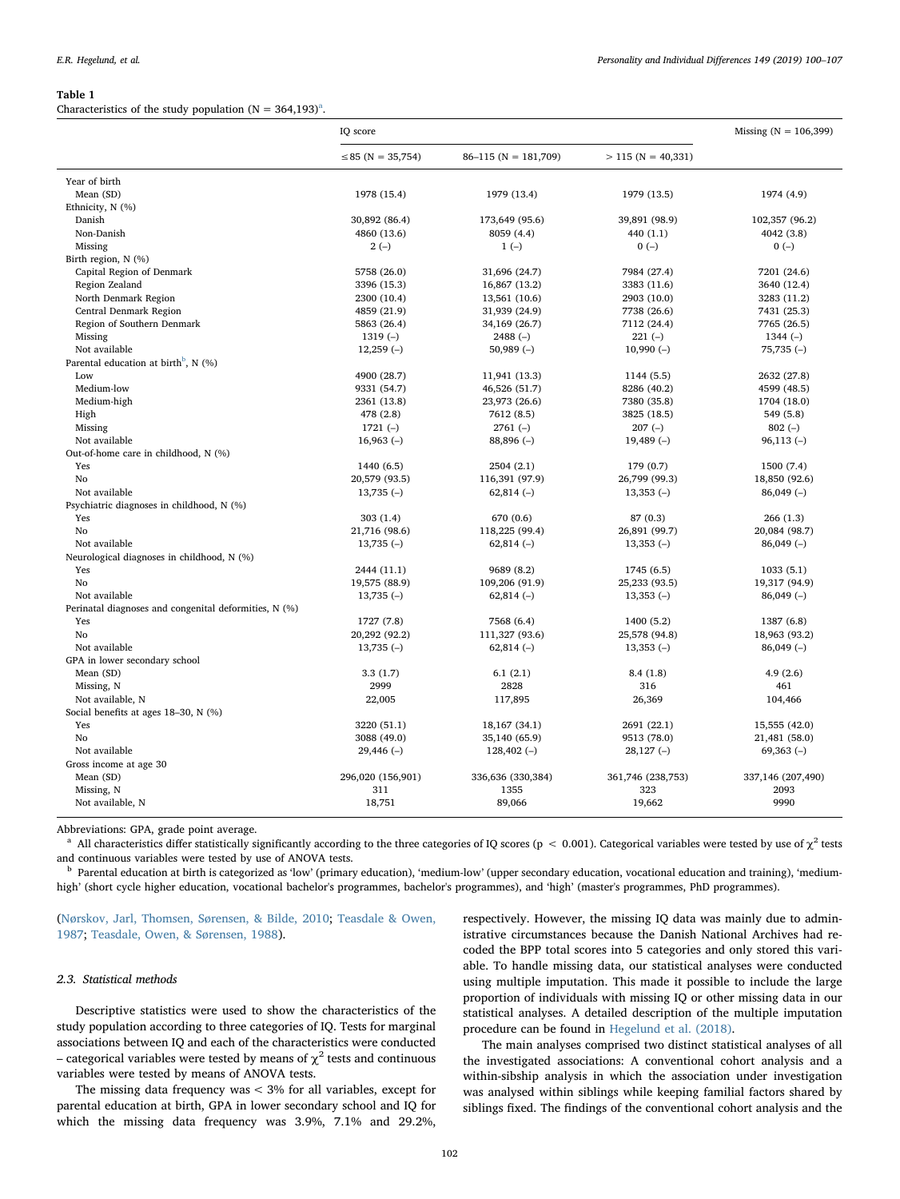**Table 1**
Characteristics of the study population (N = 364,193)[a].

| | IQ score | | | Missing (N = 106,399) |
|---|---|---|---|---|
| | ≤85 (N = 35,754) | 86–115 (N = 181,709) | > 115 (N = 40,331) | |
| Year of birth | | | | |
| Mean (SD) | 1978 (15.4) | 1979 (13.4) | 1979 (13.5) | 1974 (4.9) |
| Ethnicity, N (%) | | | | |
| Danish | 30,892 (86.4) | 173,649 (95.6) | 39,891 (98.9) | 102,357 (96.2) |
| Non-Danish | 4860 (13.6) | 8059 (4.4) | 440 (1.1) | 4042 (3.8) |
| Missing | 2 (–) | 1 (–) | 0 (–) | 0 (–) |
| Birth region, N (%) | | | | |
| Capital Region of Denmark | 5758 (26.0) | 31,696 (24.7) | 7984 (27.4) | 7201 (24.6) |
| Region Zealand | 3396 (15.3) | 16,867 (13.2) | 3383 (11.6) | 3640 (12.4) |
| North Denmark Region | 2300 (10.4) | 13,561 (10.6) | 2903 (10.0) | 3283 (11.2) |
| Central Denmark Region | 4859 (21.9) | 31,939 (24.9) | 7738 (26.6) | 7431 (25.3) |
| Region of Southern Denmark | 5863 (26.4) | 34,169 (26.7) | 7112 (24.4) | 7765 (26.5) |
| Missing | 1319 (–) | 2488 (–) | 221 (–) | 1344 (–) |
| Not available | 12,259 (–) | 50,989 (–) | 10,990 (–) | 75,735 (–) |
| Parental education at birth[b], N (%) | | | | |
| Low | 4900 (28.7) | 11,941 (13.3) | 1144 (5.5) | 2632 (27.8) |
| Medium-low | 9331 (54.7) | 46,526 (51.7) | 8286 (40.2) | 4599 (48.5) |
| Medium-high | 2361 (13.8) | 23,973 (26.6) | 7380 (35.8) | 1704 (18.0) |
| High | 478 (2.8) | 7612 (8.5) | 3825 (18.5) | 549 (5.8) |
| Missing | 1721 (–) | 2761 (–) | 207 (–) | 802 (–) |
| Not available | 16,963 (–) | 88,896 (–) | 19,489 (–) | 96,113 (–) |
| Out-of-home care in childhood, N (%) | | | | |
| Yes | 1440 (6.5) | 2504 (2.1) | 179 (0.7) | 1500 (7.4) |
| No | 20,579 (93.5) | 116,391 (97.9) | 26,799 (99.3) | 18,850 (92.6) |
| Not available | 13,735 (–) | 62,814 (–) | 13,353 (–) | 86,049 (–) |
| Psychiatric diagnoses in childhood, N (%) | | | | |
| Yes | 303 (1.4) | 670 (0.6) | 87 (0.3) | 266 (1.3) |
| No | 21,716 (98.6) | 118,225 (99.4) | 26,891 (99.7) | 20,084 (98.7) |
| Not available | 13,735 (–) | 62,814 (–) | 13,353 (–) | 86,049 (–) |
| Neurological diagnoses in childhood, N (%) | | | | |
| Yes | 2444 (11.1) | 9689 (8.2) | 1745 (6.5) | 1033 (5.1) |
| No | 19,575 (88.9) | 109,206 (91.9) | 25,233 (93.5) | 19,317 (94.9) |
| Not available | 13,735 (–) | 62,814 (–) | 13,353 (–) | 86,049 (–) |
| Perinatal diagnoses and congenital deformities, N (%) | | | | |
| Yes | 1727 (7.8) | 7568 (6.4) | 1400 (5.2) | 1387 (6.8) |
| No | 20,292 (92.2) | 111,327 (93.6) | 25,578 (94.8) | 18,963 (93.2) |
| Not available | 13,735 (–) | 62,814 (–) | 13,353 (–) | 86,049 (–) |
| GPA in lower secondary school | | | | |
| Mean (SD) | 3.3 (1.7) | 6.1 (2.1) | 8.4 (1.8) | 4.9 (2.6) |
| Missing, N | 2999 | 2828 | 316 | 461 |
| Not available, N | 22,005 | 117,895 | 26,369 | 104,466 |
| Social benefits at ages 18–30, N (%) | | | | |
| Yes | 3220 (51.1) | 18,167 (34.1) | 2691 (22.1) | 15,555 (42.0) |
| No | 3088 (49.0) | 35,140 (65.9) | 9513 (78.0) | 21,481 (58.0) |
| Not available | 29,446 (–) | 128,402 (–) | 28,127 (–) | 69,363 (–) |
| Gross income at age 30 | | | | |
| Mean (SD) | 296,020 (156,901) | 336,636 (330,384) | 361,746 (238,753) | 337,146 (207,490) |
| Missing, N | 311 | 1355 | 323 | 2093 |
| Not available, N | 18,751 | 89,066 | 19,662 | 9990 |

Abbreviations: GPA, grade point average.

[a] All characteristics differ statistically significantly according to the three categories of IQ scores ($p < 0.001$). Categorical variables were tested by use of $\chi^2$ tests and continuous variables were tested by use of ANOVA tests.

[b] Parental education at birth is categorized as 'low' (primary education), 'medium-low' (upper secondary education, vocational education and training), 'medium-high' (short cycle higher education, vocational bachelor's programmes, bachelor's programmes), and 'high' (master's programmes, PhD programmes).

(Nørskov, Jarl, Thomsen, Sørensen, & Bilde, 2010; Teasdale & Owen, 1987; Teasdale, Owen, & Sørensen, 1988).

### 2.3. Statistical methods

Descriptive statistics were used to show the characteristics of the study population according to three categories of IQ. Tests for marginal associations between IQ and each of the characteristics were conducted – categorical variables were tested by means of $\chi^2$ tests and continuous variables were tested by means of ANOVA tests.

The missing data frequency was < 3% for all variables, except for parental education at birth, GPA in lower secondary school and IQ for which the missing data frequency was 3.9%, 7.1% and 29.2%, respectively. However, the missing IQ data was mainly due to administrative circumstances because the Danish National Archives had recoded the BPP total scores into 5 categories and only stored this variable. To handle missing data, our statistical analyses were conducted using multiple imputation. This made it possible to include the large proportion of individuals with missing IQ or other missing data in our statistical analyses. A detailed description of the multiple imputation procedure can be found in Hegelund et al. (2018).

The main analyses comprised two distinct statistical analyses of all the investigated associations: A conventional cohort analysis and a within-sibship analysis in which the association under investigation was analysed within siblings while keeping familial factors shared by siblings fixed. The findings of the conventional cohort analysis and the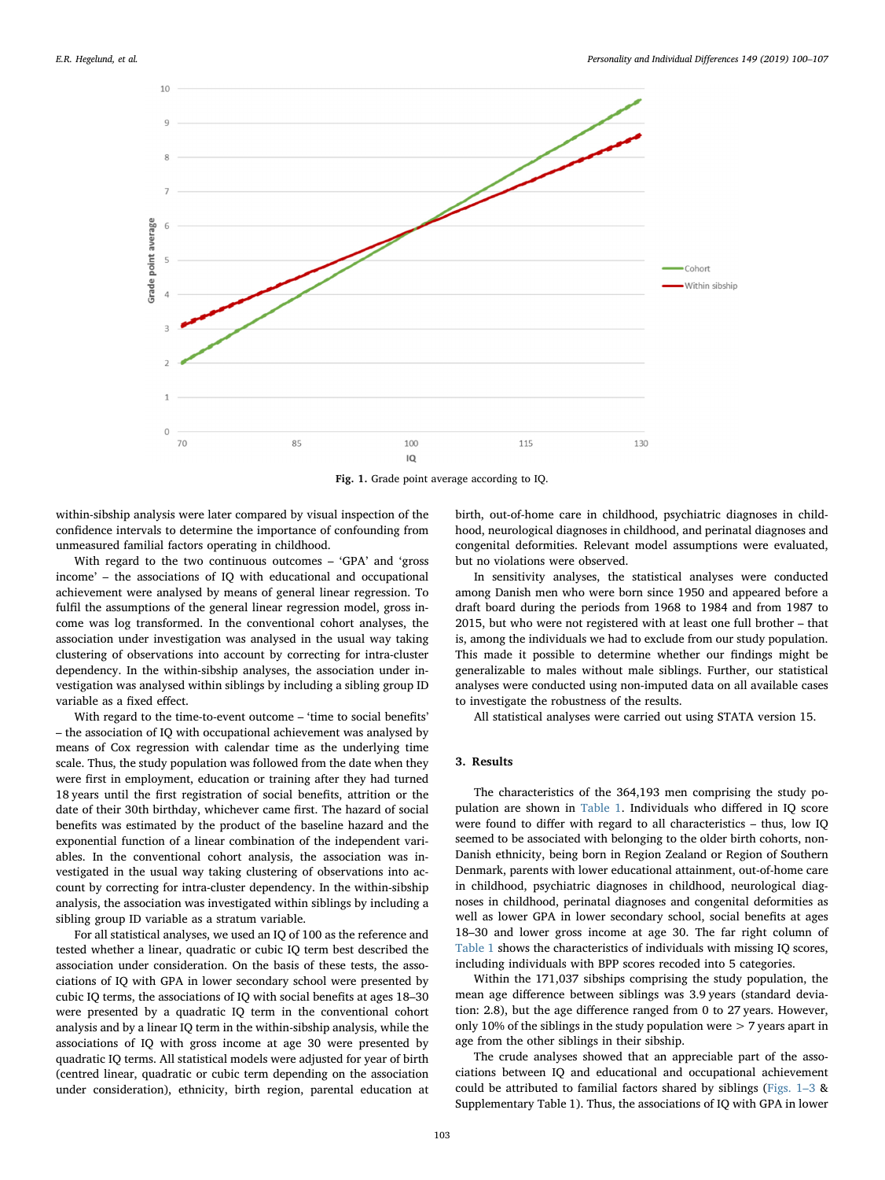Fig. 1. Grade point average according to IQ.

within-sibship analysis were later compared by visual inspection of the confidence intervals to determine the importance of confounding from unmeasured familial factors operating in childhood.

With regard to the two continuous outcomes – 'GPA' and 'gross income' – the associations of IQ with educational and occupational achievement were analysed by means of general linear regression. To fulfil the assumptions of the general linear regression model, gross income was log transformed. In the conventional cohort analyses, the association under investigation was analysed in the usual way taking clustering of observations into account by correcting for intra-cluster dependency. In the within-sibship analyses, the association under investigation was analysed within siblings by including a sibling group ID variable as a fixed effect.

With regard to the time-to-event outcome – 'time to social benefits' – the association of IQ with occupational achievement was analysed by means of Cox regression with calendar time as the underlying time scale. Thus, the study population was followed from the date when they were first in employment, education or training after they had turned 18 years until the first registration of social benefits, attrition or the date of their 30th birthday, whichever came first. The hazard of social benefits was estimated by the product of the baseline hazard and the exponential function of a linear combination of the independent variables. In the conventional cohort analysis, the association was investigated in the usual way taking clustering of observations into account by correcting for intra-cluster dependency. In the within-sibship analysis, the association was investigated within siblings by including a sibling group ID variable as a stratum variable.

For all statistical analyses, we used an IQ of 100 as the reference and tested whether a linear, quadratic or cubic IQ term best described the association under consideration. On the basis of these tests, the associations of IQ with GPA in lower secondary school were presented by cubic IQ terms, the associations of IQ with social benefits at ages 18–30 were presented by a quadratic IQ term in the conventional cohort analysis and by a linear IQ term in the within-sibship analysis, while the associations of IQ with gross income at age 30 were presented by quadratic IQ terms. All statistical models were adjusted for year of birth (centred linear, quadratic or cubic term depending on the association under consideration), ethnicity, birth region, parental education at birth, out-of-home care in childhood, psychiatric diagnoses in childhood, neurological diagnoses in childhood, and perinatal diagnoses and congenital deformities. Relevant model assumptions were evaluated, but no violations were observed.

In sensitivity analyses, the statistical analyses were conducted among Danish men who were born since 1950 and appeared before a draft board during the periods from 1968 to 1984 and from 1987 to 2015, but who were not registered with at least one full brother – that is, among the individuals we had to exclude from our study population. This made it possible to determine whether our findings might be generalizable to males without male siblings. Further, our statistical analyses were conducted using non-imputed data on all available cases to investigate the robustness of the results.

All statistical analyses were carried out using STATA version 15.

## 3. Results

The characteristics of the 364,193 men comprising the study population are shown in Table 1. Individuals who differed in IQ score were found to differ with regard to all characteristics – thus, low IQ seemed to be associated with belonging to the older birth cohorts, non-Danish ethnicity, being born in Region Zealand or Region of Southern Denmark, parents with lower educational attainment, out-of-home care in childhood, psychiatric diagnoses in childhood, neurological diagnoses in childhood, perinatal diagnoses and congenital deformities as well as lower GPA in lower secondary school, social benefits at ages 18–30 and lower gross income at age 30. The far right column of Table 1 shows the characteristics of individuals with missing IQ scores, including individuals with BPP scores recoded into 5 categories.

Within the 171,037 sibships comprising the study population, the mean age difference between siblings was 3.9 years (standard deviation: 2.8), but the age difference ranged from 0 to 27 years. However, only 10% of the siblings in the study population were > 7 years apart in age from the other siblings in their sibship.

The crude analyses showed that an appreciable part of the associations between IQ and educational and occupational achievement could be attributed to familial factors shared by siblings (Figs. 1–3 & Supplementary Table 1). Thus, the associations of IQ with GPA in lower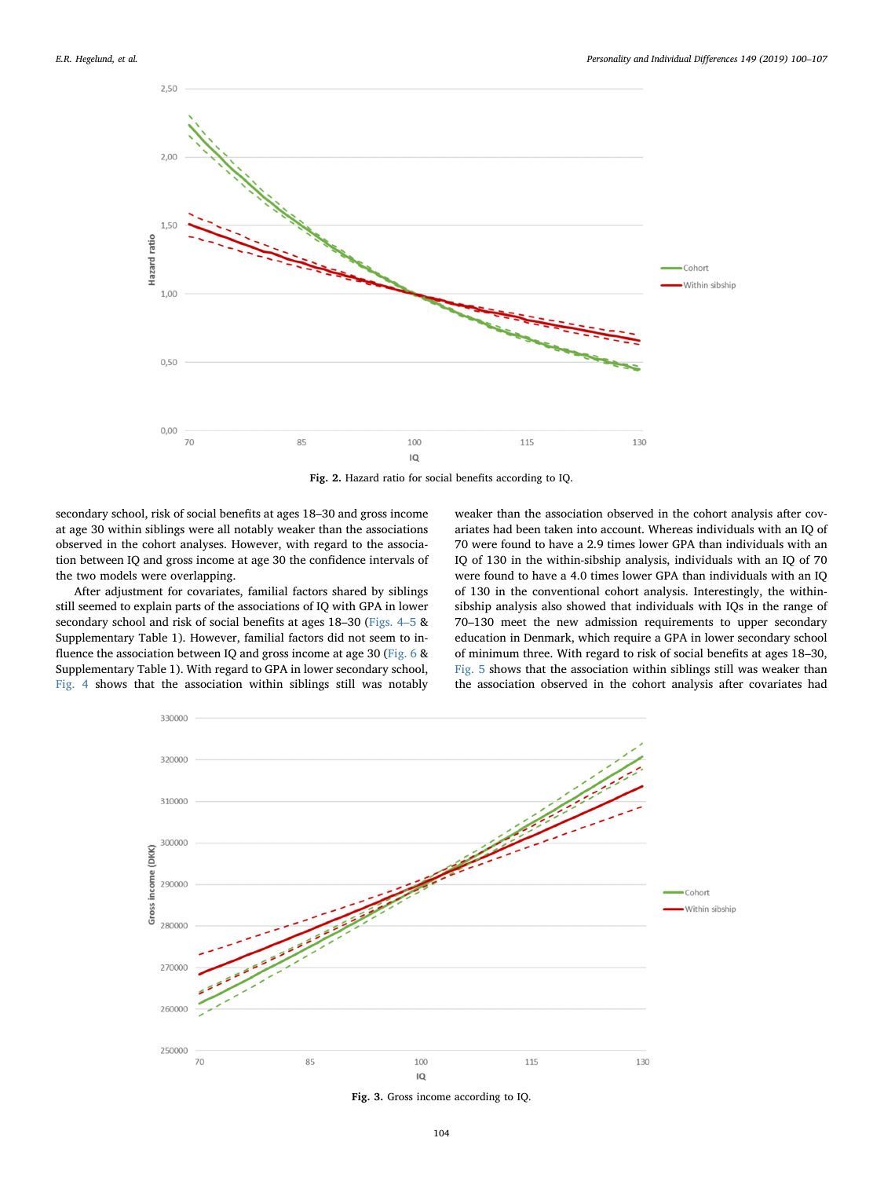Fig. 2. Hazard ratio for social benefits according to IQ.

secondary school, risk of social benefits at ages 18–30 and gross income at age 30 within siblings were all notably weaker than the associations observed in the cohort analyses. However, with regard to the association between IQ and gross income at age 30 the confidence intervals of the two models were overlapping.

After adjustment for covariates, familial factors shared by siblings still seemed to explain parts of the associations of IQ with GPA in lower secondary school and risk of social benefits at ages 18–30 (Figs. 4–5 & Supplementary Table 1). However, familial factors did not seem to influence the association between IQ and gross income at age 30 (Fig. 6 & Supplementary Table 1). With regard to GPA in lower secondary school, Fig. 4 shows that the association within siblings still was notably weaker than the association observed in the cohort analysis after covariates had been taken into account. Whereas individuals with an IQ of 70 were found to have a 2.9 times lower GPA than individuals with an IQ of 130 in the within-sibship analysis, individuals with an IQ of 70 were found to have a 4.0 times lower GPA than individuals with an IQ of 130 in the conventional cohort analysis. Interestingly, the within-sibship analysis also showed that individuals with IQs in the range of 70–130 meet the new admission requirements to upper secondary education in Denmark, which require a GPA in lower secondary school of minimum three. With regard to risk of social benefits at ages 18–30, Fig. 5 shows that the association within siblings still was weaker than the association observed in the cohort analysis after covariates had

Fig. 3. Gross income according to IQ.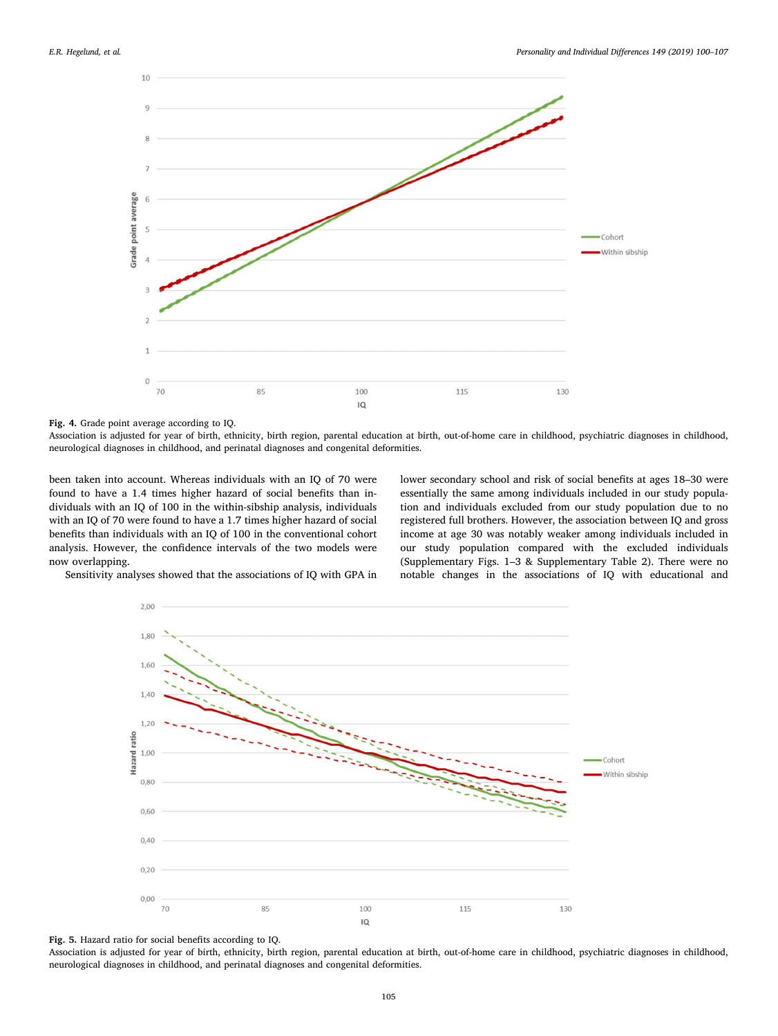**Fig. 4.** Grade point average according to IQ.
Association is adjusted for year of birth, ethnicity, birth region, parental education at birth, out-of-home care in childhood, psychiatric diagnoses in childhood, neurological diagnoses in childhood, and perinatal diagnoses and congenital deformities.

been taken into account. Whereas individuals with an IQ of 70 were found to have a 1.4 times higher hazard of social benefits than individuals with an IQ of 100 in the within-sibship analysis, individuals with an IQ of 70 were found to have a 1.7 times higher hazard of social benefits than individuals with an IQ of 100 in the conventional cohort analysis. However, the confidence intervals of the two models were now overlapping.

Sensitivity analyses showed that the associations of IQ with GPA in lower secondary school and risk of social benefits at ages 18–30 were essentially the same among individuals included in our study population and individuals excluded from our study population due to no registered full brothers. However, the association between IQ and gross income at age 30 was notably weaker among individuals included in our study population compared with the excluded individuals (Supplementary Figs. 1–3 & Supplementary Table 2). There were no notable changes in the associations of IQ with educational and

**Fig. 5.** Hazard ratio for social benefits according to IQ.
Association is adjusted for year of birth, ethnicity, birth region, parental education at birth, out-of-home care in childhood, psychiatric diagnoses in childhood, neurological diagnoses in childhood, and perinatal diagnoses and congenital deformities.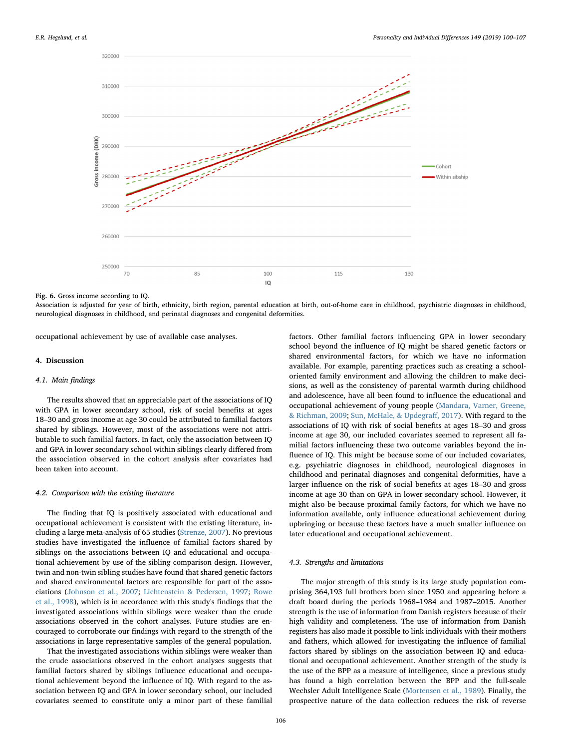Fig. 6. Gross income according to IQ.

Association is adjusted for year of birth, ethnicity, birth region, parental education at birth, out-of-home care in childhood, psychiatric diagnoses in childhood, neurological diagnoses in childhood, and perinatal diagnoses and congenital deformities.

occupational achievement by use of available case analyses.

## 4. Discussion

### 4.1. Main findings

The results showed that an appreciable part of the associations of IQ with GPA in lower secondary school, risk of social benefits at ages 18–30 and gross income at age 30 could be attributed to familial factors shared by siblings. However, most of the associations were not attributable to such familial factors. In fact, only the association between IQ and GPA in lower secondary school within siblings clearly differed from the association observed in the cohort analysis after covariates had been taken into account.

### 4.2. Comparison with the existing literature

The finding that IQ is positively associated with educational and occupational achievement is consistent with the existing literature, including a large meta-analysis of 65 studies (Strenze, 2007). No previous studies have investigated the influence of familial factors shared by siblings on the associations between IQ and educational and occupational achievement by use of the sibling comparison design. However, twin and non-twin sibling studies have found that shared genetic factors and shared environmental factors are responsible for part of the associations (Johnson et al., 2007; Lichtenstein & Pedersen, 1997; Rowe et al., 1998), which is in accordance with this study's findings that the investigated associations within siblings were weaker than the crude associations observed in the cohort analyses. Future studies are encouraged to corroborate our findings with regard to the strength of the associations in large representative samples of the general population.

That the investigated associations within siblings were weaker than the crude associations observed in the cohort analyses suggests that familial factors shared by siblings influence educational and occupational achievement beyond the influence of IQ. With regard to the association between IQ and GPA in lower secondary school, our included covariates seemed to constitute only a minor part of these familial factors. Other familial factors influencing GPA in lower secondary school beyond the influence of IQ might be shared genetic factors or shared environmental factors, for which we have no information available. For example, parenting practices such as creating a school-oriented family environment and allowing the children to make decisions, as well as the consistency of parental warmth during childhood and adolescence, have all been found to influence the educational and occupational achievement of young people (Mandara, Varner, Greene, & Richman, 2009; Sun, McHale, & Updegraff, 2017). With regard to the associations of IQ with risk of social benefits at ages 18–30 and gross income at age 30, our included covariates seemed to represent all familial factors influencing these two outcome variables beyond the influence of IQ. This might be because some of our included covariates, e.g. psychiatric diagnoses in childhood, neurological diagnoses in childhood and perinatal diagnoses and congenital deformities, have a larger influence on the risk of social benefits at ages 18–30 and gross income at age 30 than on GPA in lower secondary school. However, it might also be because proximal family factors, for which we have no information available, only influence educational achievement during upbringing or because these factors have a much smaller influence on later educational and occupational achievement.

### 4.3. Strengths and limitations

The major strength of this study is its large study population comprising 364,193 full brothers born since 1950 and appearing before a draft board during the periods 1968–1984 and 1987–2015. Another strength is the use of information from Danish registers because of their high validity and completeness. The use of information from Danish registers has also made it possible to link individuals with their mothers and fathers, which allowed for investigating the influence of familial factors shared by siblings on the association between IQ and educational and occupational achievement. Another strength of the study is the use of the BPP as a measure of intelligence, since a previous study has found a high correlation between the BPP and the full-scale Wechsler Adult Intelligence Scale (Mortensen et al., 1989). Finally, the prospective nature of the data collection reduces the risk of reverse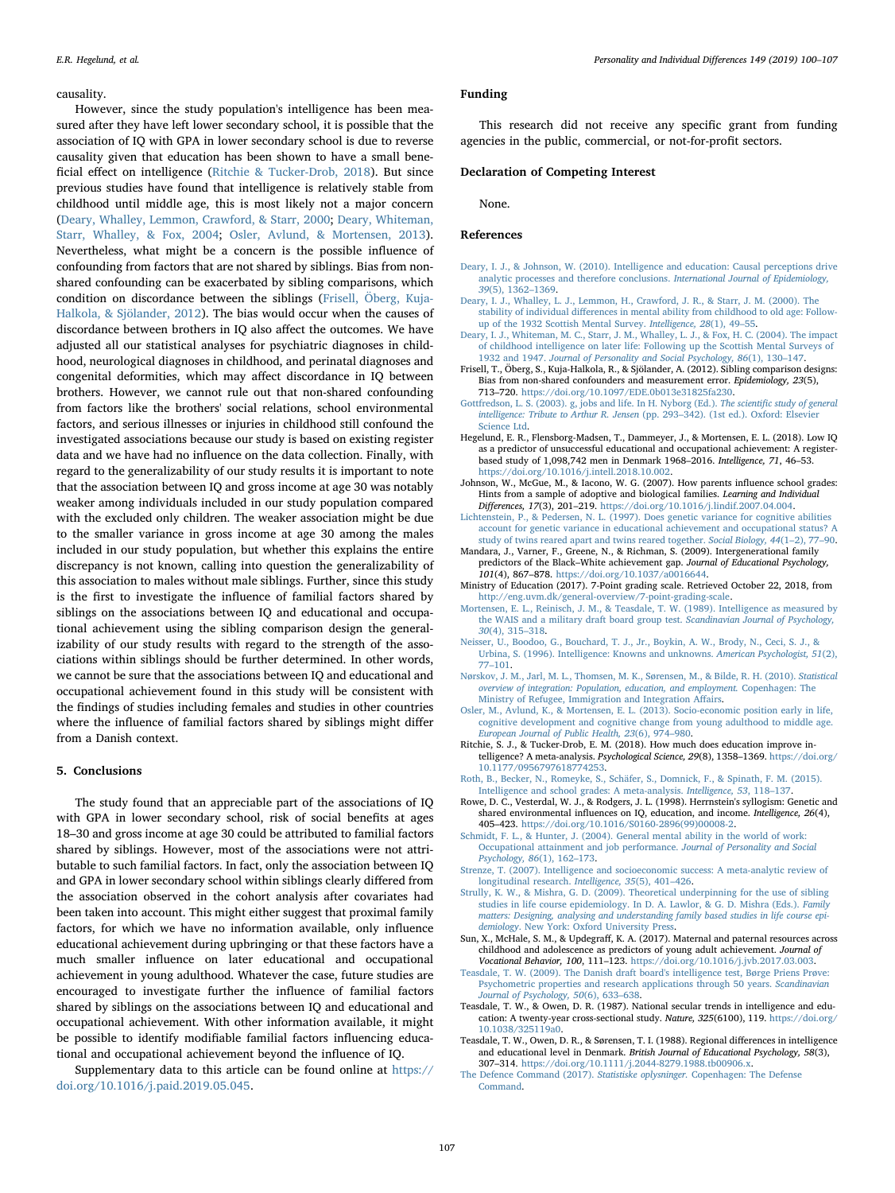causality.

However, since the study population's intelligence has been measured after they have left lower secondary school, it is possible that the association of IQ with GPA in lower secondary school is due to reverse causality given that education has been shown to have a small beneficial effect on intelligence (Ritchie & Tucker-Drob, 2018). But since previous studies have found that intelligence is relatively stable from childhood until middle age, this is most likely not a major concern (Deary, Whalley, Lemmon, Crawford, & Starr, 2000; Deary, Whiteman, Starr, Whalley, & Fox, 2004; Osler, Avlund, & Mortensen, 2013). Nevertheless, what might be a concern is the possible influence of confounding from factors that are not shared by siblings. Bias from non-shared confounding can be exacerbated by sibling comparisons, which condition on discordance between the siblings (Frisell, Öberg, Kuja-Halkola, & Sjölander, 2012). The bias would occur when the causes of discordance between brothers in IQ also affect the outcomes. We have adjusted all our statistical analyses for psychiatric diagnoses in childhood, neurological diagnoses in childhood, and perinatal diagnoses and congenital deformities, which may affect discordance in IQ between brothers. However, we cannot rule out that non-shared confounding from factors like the brothers' social relations, school environmental factors, and serious illnesses or injuries in childhood still confound the investigated associations because our study is based on existing register data and we have had no influence on the data collection. Finally, with regard to the generalizability of our study results it is important to note that the association between IQ and gross income at age 30 was notably weaker among individuals included in our study population compared with the excluded only children. The weaker association might be due to the smaller variance in gross income at age 30 among the males included in our study population, but whether this explains the entire discrepancy is not known, calling into question the generalizability of this association to males without male siblings. Further, since this study is the first to investigate the influence of familial factors shared by siblings on the associations between IQ and educational and occupational achievement using the sibling comparison design the generalizability of our study results with regard to the strength of the associations within siblings should be further determined. In other words, we cannot be sure that the associations between IQ and educational and occupational achievement found in this study will be consistent with the findings of studies including females and studies in other countries where the influence of familial factors shared by siblings might differ from a Danish context.

## 5. Conclusions

The study found that an appreciable part of the associations of IQ with GPA in lower secondary school, risk of social benefits at ages 18–30 and gross income at age 30 could be attributed to familial factors shared by siblings. However, most of the associations were not attributable to such familial factors. In fact, only the association between IQ and GPA in lower secondary school within siblings clearly differed from the association observed in the cohort analysis after covariates had been taken into account. This might either suggest that proximal family factors, for which we have no information available, only influence educational achievement during upbringing or that these factors have a much smaller influence on later educational and occupational achievement in young adulthood. Whatever the case, future studies are encouraged to investigate further the influence of familial factors shared by siblings on the associations between IQ and educational and occupational achievement. With other information available, it might be possible to identify modifiable familial factors influencing educational and occupational achievement beyond the influence of IQ.

Supplementary data to this article can be found online at https://doi.org/10.1016/j.paid.2019.05.045.

## Funding

This research did not receive any specific grant from funding agencies in the public, commercial, or not-for-profit sectors.

## Declaration of Competing Interest

None.

## References

Deary, I. J., & Johnson, W. (2010). Intelligence and education: Causal perceptions drive analytic processes and therefore conclusions. *International Journal of Epidemiology, 39*(5), 1362–1369.

Deary, I. J., Whalley, L. J., Lemmon, H., Crawford, J. R., & Starr, J. M. (2000). The stability of individual differences in mental ability from childhood to old age: Follow-up of the 1932 Scottish Mental Survey. *Intelligence, 28*(1), 49–55.

Deary, I. J., Whiteman, M. C., Starr, J. M., Whalley, L. J., & Fox, H. C. (2004). The impact of childhood intelligence on later life: Following up the Scottish Mental Surveys of 1932 and 1947. *Journal of Personality and Social Psychology, 86*(1), 130–147.

Frisell, T., Öberg, S., Kuja-Halkola, R., & Sjölander, A. (2012). Sibling comparison designs: Bias from non-shared confounders and measurement error. *Epidemiology, 23*(5), 713–720. https://doi.org/10.1097/EDE.0b013e31825fa230.

Gottfredson, L. S. (2003). g, jobs and life. In H. Nyborg (Ed.). *The scientific study of general intelligence: Tribute to Arthur R. Jensen* (pp. 293–342). (1st ed.). Oxford: Elsevier Science Ltd.

Hegelund, E. R., Flensborg-Madsen, T., Dammeyer, J., & Mortensen, E. L. (2018). Low IQ as a predictor of unsuccessful educational and occupational achievement: A register-based study of 1,098,742 men in Denmark 1968–2016. *Intelligence, 71*, 46–53. https://doi.org/10.1016/j.intell.2018.10.002.

Johnson, W., McGue, M., & Iacono, W. G. (2007). How parents influence school grades: Hints from a sample of adoptive and biological families. *Learning and Individual Differences, 17*(3), 201–219. https://doi.org/10.1016/j.lindif.2007.04.004.

Lichtenstein, P., & Pedersen, N. L. (1997). Does genetic variance for cognitive abilities account for genetic variance in educational achievement and occupational status? A study of twins reared apart and twins reared together. *Social Biology, 44*(1–2), 77–90.

Mandara, J., Varner, F., Greene, N., & Richman, S. (2009). Intergenerational family predictors of the Black–White achievement gap. *Journal of Educational Psychology, 101*(4), 867–878. https://doi.org/10.1037/a0016644.

Ministry of Education (2017). 7-Point grading scale. Retrieved October 22, 2018, from http://eng.uvm.dk/general-overview/7-point-grading-scale.

Mortensen, E. L., Reinisch, J. M., & Teasdale, T. W. (1989). Intelligence as measured by the WAIS and a military draft board group test. *Scandinavian Journal of Psychology, 30*(4), 315–318.

Neisser, U., Boodoo, G., Bouchard, T. J., Jr., Boykin, A. W., Brody, N., Ceci, S. J., & Urbina, S. (1996). Intelligence: Knowns and unknowns. *American Psychologist, 51*(2), 77–101.

Nørskov, U. M., Jarl, M. L., Thomsen, M. K., Sørensen, M., & Bilde, R. H. (2010). *Statistical overview of integration: Population, education, and employment.* Copenhagen: The Ministry of Refugee, Immigration and Integration Affairs.

Osler, M., Avlund, K., & Mortensen, E. L. (2013). Socio-economic position early in life, cognitive development and cognitive change from young adulthood to middle age. *European Journal of Public Health, 23*(6), 974–980.

Ritchie, S. J., & Tucker-Drob, E. M. (2018). How much does education improve intelligence? A meta-analysis. *Psychological Science, 29*(8), 1358–1369. https://doi.org/10.1177/0956797618774253.

Roth, B., Becker, N., Romeyke, S., Schäfer, S., Domnick, F., & Spinath, F. M. (2015). Intelligence and school grades: A meta-analysis. *Intelligence, 53*, 118–137.

Rowe, D. C., Vesterdal, W. J., & Rodgers, J. L. (1998). Herrnstein's syllogism: Genetic and shared environmental influences on IQ, education, and income. *Intelligence, 26*(4), 405–423. https://doi.org/10.1016/S0160-2896(99)00008-2.

Schmidt, F. L., & Hunter, J. (2004). General mental ability in the world of work: Occupational attainment and job performance. *Journal of Personality and Social Psychology, 86*(1), 162–173.

Strenze, T. (2007). Intelligence and socioeconomic success: A meta-analytic review of longitudinal research. *Intelligence, 35*(5), 401–426.

Strully, K. W., & Mishra, G. D. (2009). Theoretical underpinning for the use of sibling studies in life course epidemiology. In D. A. Lawlor, & G. D. Mishra (Eds.). *Family matters: Designing, analysing and understanding family based studies in life course epidemiology*. New York: Oxford University Press.

Sun, X., McHale, S. M., & Updegraff, K. A. (2017). Maternal and paternal resources across childhood and adolescence as predictors of young adult achievement. *Journal of Vocational Behavior, 100*, 111–123. https://doi.org/10.1016/j.jvb.2017.03.003.

Teasdale, T. W. (2009). The Danish draft board's intelligence test, Børge Priens Prøve: Psychometric properties and research applications through 50 years. *Scandinavian Journal of Psychology, 50*(6), 633–638.

Teasdale, T. W., & Owen, D. R. (1987). National secular trends in intelligence and education: A twenty-year cross-sectional study. *Nature, 325*(6100), 119. https://doi.org/10.1038/325119a0.

Teasdale, T. W., Owen, D. R., & Sørensen, T. I. (1988). Regional differences in intelligence and educational level in Denmark. *British Journal of Educational Psychology, 58*(3), 307–314. https://doi.org/10.1111/j.2044-8279.1988.tb00906.x.

The Defence Command (2017). *Statistiske oplysninger.* Copenhagen: The Defense Command.